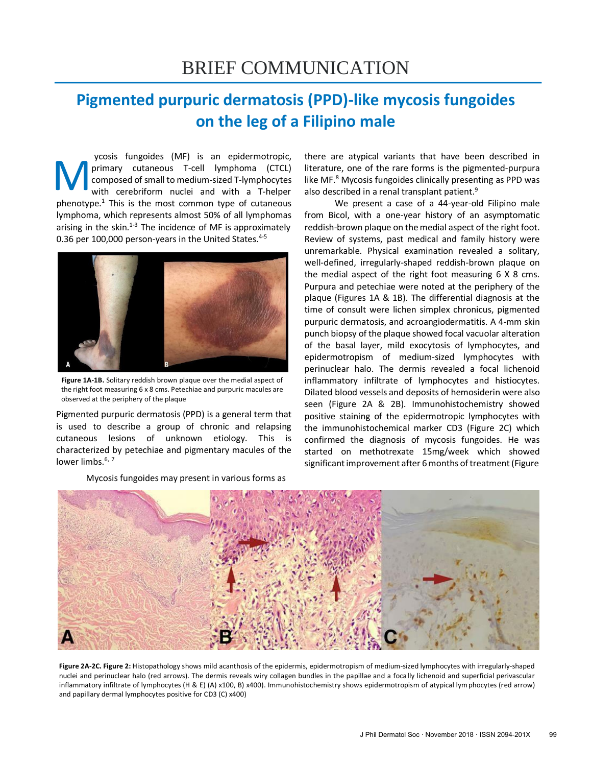BRIEF COMMUNICATION

# Pigmented purpuric dermatosis (PPD)-like mycosis fungoides on the leg of a Filipino male

Mycosis fungoides (MF) is an epidermotropic, primary cutaneous T-cell lymphoma (CTCL) composed of small to medium-sized T-lymphocytes with cerebriform nuclei and with a T-helper phenotype.[1] This is the most common type of cutaneous lymphoma, which represents almost 50% of all lymphomas arising in the skin.[1-3] The incidence of MF is approximately 0.36 per 100,000 person-years in the United States.[4-5]

**Figure 1A-1B.** Solitary reddish brown plaque over the medial aspect of the right foot measuring 6 x 8 cms. Petechiae and purpuric macules are observed at the periphery of the plaque

Pigmented purpuric dermatosis (PPD) is a general term that is used to describe a group of chronic and relapsing cutaneous lesions of unknown etiology. This is characterized by petechiae and pigmentary macules of the lower limbs.[6, 7]

Mycosis fungoides may present in various forms as there are atypical variants that have been described in literature, one of the rare forms is the pigmented-purpura like MF.[8] Mycosis fungoides clinically presenting as PPD was also described in a renal transplant patient.[9]

We present a case of a 44-year-old Filipino male from Bicol, with a one-year history of an asymptomatic reddish-brown plaque on the medial aspect of the right foot. Review of systems, past medical and family history were unremarkable. Physical examination revealed a solitary, well-defined, irregularly-shaped reddish-brown plaque on the medial aspect of the right foot measuring 6 X 8 cms. Purpura and petechiae were noted at the periphery of the plaque (Figures 1A & 1B). The differential diagnosis at the time of consult were lichen simplex chronicus, pigmented purpuric dermatosis, and acroangiodermatitis. A 4-mm skin punch biopsy of the plaque showed focal vacuolar alteration of the basal layer, mild exocytosis of lymphocytes, and epidermotropism of medium-sized lymphocytes with perinuclear halo. The dermis revealed a focal lichenoid inflammatory infiltrate of lymphocytes and histiocytes. Dilated blood vessels and deposits of hemosiderin were also seen (Figure 2A & 2B). Immunohistochemistry showed positive staining of the epidermotropic lymphocytes with the immunohistochemical marker CD3 (Figure 2C) which confirmed the diagnosis of mycosis fungoides. He was started on methotrexate 15mg/week which showed significant improvement after 6 months of treatment (Figure

**Figure 2A-2C. Figure 2:** Histopathology shows mild acanthosis of the epidermis, epidermotropism of medium-sized lymphocytes with irregularly-shaped nuclei and perinuclear halo (red arrows). The dermis reveals wiry collagen bundles in the papillae and a focally lichenoid and superficial perivascular inflammatory infiltrate of lymphocytes (H & E) (A) x100, B) x400). Immunohistochemistry shows epidermotropism of atypical lymphocytes (red arrow) and papillary dermal lymphocytes positive for CD3 (C) x400)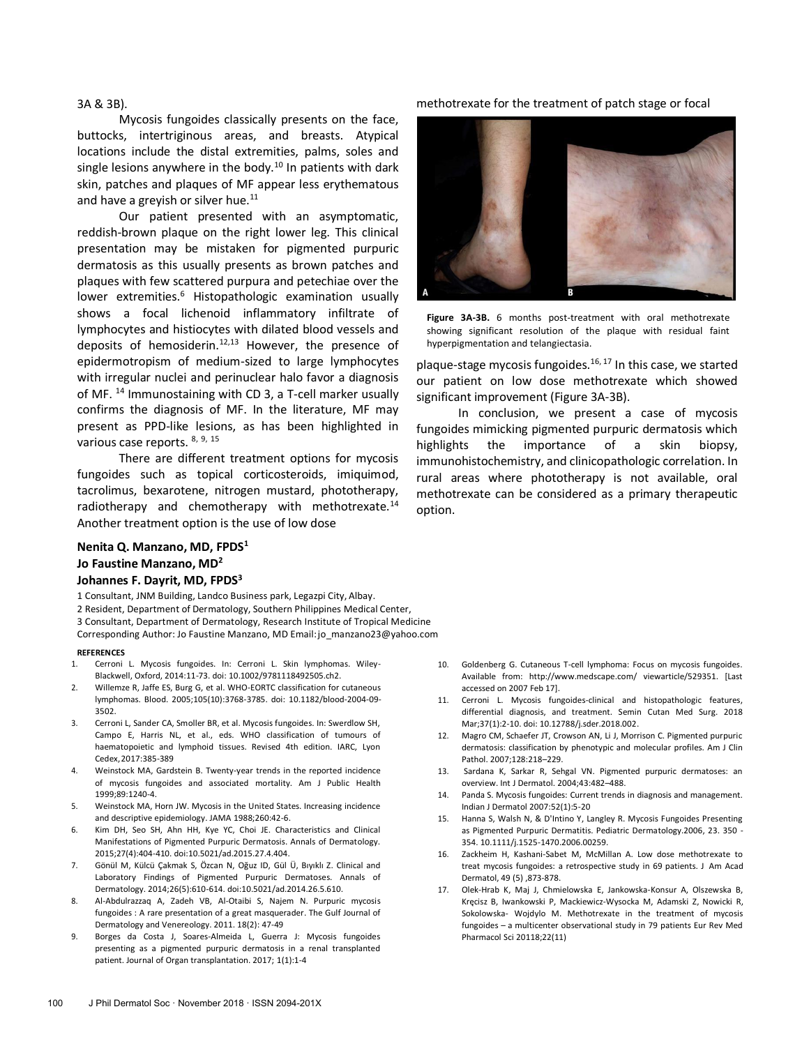3A & 3B).

Mycosis fungoides classically presents on the face, buttocks, intertriginous areas, and breasts. Atypical locations include the distal extremities, palms, soles and single lesions anywhere in the body.[10] In patients with dark skin, patches and plaques of MF appear less erythematous and have a greyish or silver hue.[11]

Our patient presented with an asymptomatic, reddish-brown plaque on the right lower leg. This clinical presentation may be mistaken for pigmented purpuric dermatosis as this usually presents as brown patches and plaques with few scattered purpura and petechiae over the lower extremities.[6] Histopathologic examination usually shows a focal lichenoid inflammatory infiltrate of lymphocytes and histiocytes with dilated blood vessels and deposits of hemosiderin.[12,13] However, the presence of epidermotropism of medium-sized to large lymphocytes with irregular nuclei and perinuclear halo favor a diagnosis of MF. [14] Immunostaining with CD 3, a T-cell marker usually confirms the diagnosis of MF. In the literature, MF may present as PPD-like lesions, as has been highlighted in various case reports. [8, 9, 15]

There are different treatment options for mycosis fungoides such as topical corticosteroids, imiquimod, tacrolimus, bexarotene, nitrogen mustard, phototherapy, radiotherapy and chemotherapy with methotrexate.[14] Another treatment option is the use of low dose methotrexate for the treatment of patch stage or focal plaque-stage mycosis fungoides.[16, 17] In this case, we started our patient on low dose methotrexate which showed significant improvement (Figure 3A-3B).

**Figure 3A-3B.** 6 months post-treatment with oral methotrexate showing significant resolution of the plaque with residual faint hyperpigmentation and telangiectasia.

In conclusion, we present a case of mycosis fungoides mimicking pigmented purpuric dermatosis which highlights the importance of a skin biopsy, immunohistochemistry, and clinicopathologic correlation. In rural areas where phototherapy is not available, oral methotrexate can be considered as a primary therapeutic option.

**Nenita Q. Manzano, MD, FPDS[1]**
**Jo Faustine Manzano, MD[2]**
**Johannes F. Dayrit, MD, FPDS[3]**

1 Consultant, JNM Building, Landco Business park, Legazpi City, Albay.
2 Resident, Department of Dermatology, Southern Philippines Medical Center,
3 Consultant, Department of Dermatology, Research Institute of Tropical Medicine
Corresponding Author: Jo Faustine Manzano, MD Email: jo_manzano23@yahoo.com

**REFERENCES**

1. Cerroni L. Mycosis fungoides. In: Cerroni L. Skin lymphomas. Wiley-Blackwell, Oxford, 2014:11-73. doi: 10.1002/9781118492505.ch2.
2. Willemze R, Jaffe ES, Burg G, et al. WHO-EORTC classification for cutaneous lymphomas. Blood. 2005;105(10):3768-3785. doi: 10.1182/blood-2004-09-3502.
3. Cerroni L, Sander CA, Smoller BR, et al. Mycosis fungoides. In: Swerdlow SH, Campo E, Harris NL, et al., eds. WHO classification of tumours of haematopoietic and lymphoid tissues. Revised 4th edition. IARC, Lyon Cedex, 2017:385-389
4. Weinstock MA, Gardstein B. Twenty-year trends in the reported incidence of mycosis fungoides and associated mortality. Am J Public Health 1999;89:1240-4.
5. Weinstock MA, Horn JW. Mycosis in the United States. Increasing incidence and descriptive epidemiology. JAMA 1988;260:42-6.
6. Kim DH, Seo SH, Ahn HH, Kye YC, Choi JE. Characteristics and Clinical Manifestations of Pigmented Purpuric Dermatosis. Annals of Dermatology. 2015;27(4):404-410. doi:10.5021/ad.2015.27.4.404.
7. Gönül M, Külcü Çakmak S, Özcan N, Oğuz ID, Gül Ü, Bıyıklı Z. Clinical and Laboratory Findings of Pigmented Purpuric Dermatoses. Annals of Dermatology. 2014;26(5):610-614. doi:10.5021/ad.2014.26.5.610.
8. Al-Abdulrazzaq A, Zadeh VB, Al-Otaibi S, Najem N. Purpuric mycosis fungoides : A rare presentation of a great masquerader. The Gulf Journal of Dermatology and Venereology. 2011. 18(2): 47-49
9. Borges da Costa J, Soares-Almeida L, Guerra J: Mycosis fungoides presenting as a pigmented purpuric dermatosis in a renal transplanted patient. Journal of Organ transplantation. 2017; 1(1):1-4
10. Goldenberg G. Cutaneous T-cell lymphoma: Focus on mycosis fungoides. Available from: http://www.medscape.com/ viewarticle/529351. [Last accessed on 2007 Feb 17].
11. Cerroni L. Mycosis fungoides-clinical and histopathologic features, differential diagnosis, and treatment. Semin Cutan Med Surg. 2018 Mar;37(1):2-10. doi: 10.12788/j.sder.2018.002.
12. Magro CM, Schaefer JT, Crowson AN, Li J, Morrison C. Pigmented purpuric dermatosis: classification by phenotypic and molecular profiles. Am J Clin Pathol. 2007;128:218–229.
13. Sardana K, Sarkar R, Sehgal VN. Pigmented purpuric dermatoses: an overview. Int J Dermatol. 2004;43:482–488.
14. Panda S. Mycosis fungoides: Current trends in diagnosis and management. Indian J Dermatol 2007:52(1):5-20
15. Hanna S, Walsh N, & D'Intino Y, Langley R. Mycosis Fungoides Presenting as Pigmented Purpuric Dermatitis. Pediatric Dermatology.2006, 23. 350 - 354. 10.1111/j.1525-1470.2006.00259.
16. Zackheim H, Kashani-Sabet M, McMillan A. Low dose methotrexate to treat mycosis fungoides: a retrospective study in 69 patients. J Am Acad Dermatol, 49 (5) ,873-878.
17. Olek-Hrab K, Maj J, Chmielowska E, Jankowska-Konsur A, Olszewska B, Kręcisz B, Iwankowski P, Mackiewicz-Wysocka M, Adamski Z, Nowicki R, Sokolowska- Wojdylo M. Methotrexate in the treatment of mycosis fungoides – a multicenter observational study in 79 patients Eur Rev Med Pharmacol Sci 20118;22(11)